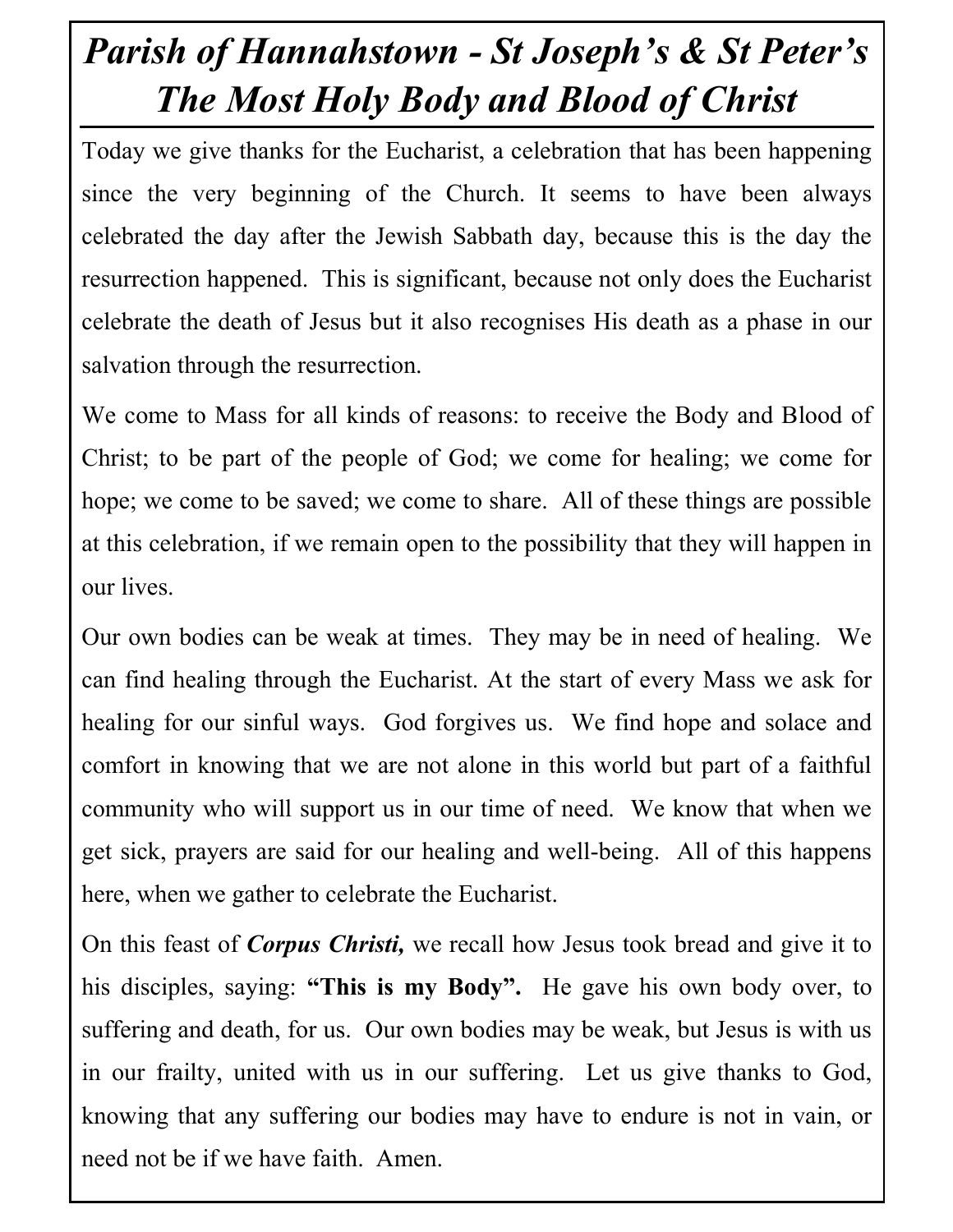# *Parish of Hannahstown - St Joseph's & St Peter's*
# *The Most Holy Body and Blood of Christ*

Today we give thanks for the Eucharist, a celebration that has been happening since the very beginning of the Church. It seems to have been always celebrated the day after the Jewish Sabbath day, because this is the day the resurrection happened. This is significant, because not only does the Eucharist celebrate the death of Jesus but it also recognises His death as a phase in our salvation through the resurrection.

We come to Mass for all kinds of reasons: to receive the Body and Blood of Christ; to be part of the people of God; we come for healing; we come for hope; we come to be saved; we come to share. All of these things are possible at this celebration, if we remain open to the possibility that they will happen in our lives.

Our own bodies can be weak at times. They may be in need of healing. We can find healing through the Eucharist. At the start of every Mass we ask for healing for our sinful ways. God forgives us. We find hope and solace and comfort in knowing that we are not alone in this world but part of a faithful community who will support us in our time of need. We know that when we get sick, prayers are said for our healing and well-being. All of this happens here, when we gather to celebrate the Eucharist.

On this feast of ***Corpus Christi,*** we recall how Jesus took bread and give it to his disciples, saying: **"This is my Body".** He gave his own body over, to suffering and death, for us. Our own bodies may be weak, but Jesus is with us in our frailty, united with us in our suffering. Let us give thanks to God, knowing that any suffering our bodies may have to endure is not in vain, or need not be if we have faith. Amen.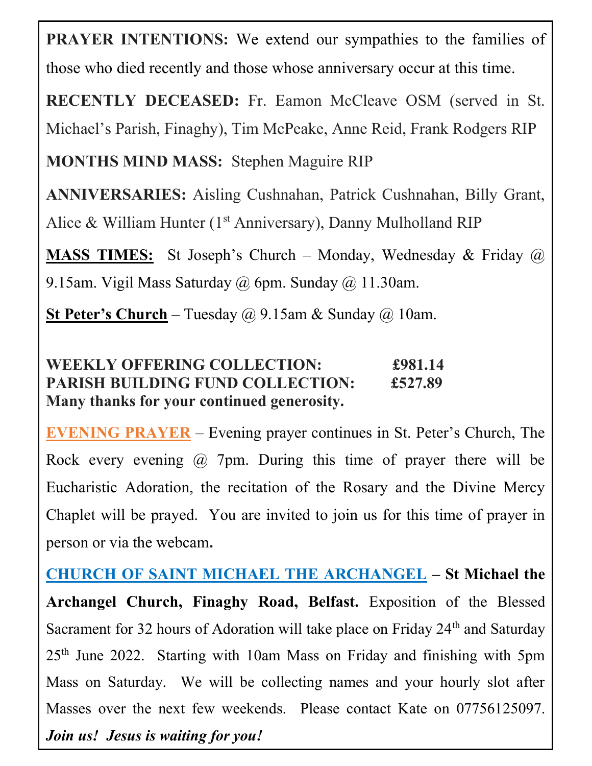**PRAYER INTENTIONS:** We extend our sympathies to the families of those who died recently and those whose anniversary occur at this time.

**RECENTLY DECEASED:** Fr. Eamon McCleave OSM (served in St. Michael's Parish, Finaghy), Tim McPeake, Anne Reid, Frank Rodgers RIP

**MONTHS MIND MASS:** Stephen Maguire RIP

**ANNIVERSARIES:** Aisling Cushnahan, Patrick Cushnahan, Billy Grant, Alice & William Hunter (1st Anniversary), Danny Mulholland RIP

**MASS TIMES:** St Joseph's Church – Monday, Wednesday & Friday @ 9.15am. Vigil Mass Saturday @ 6pm. Sunday @ 11.30am.

**St Peter's Church** – Tuesday @ 9.15am & Sunday @ 10am.

**WEEKLY OFFERING COLLECTION: £981.14**
**PARISH BUILDING FUND COLLECTION: £527.89**
**Many thanks for your continued generosity.**

**EVENING PRAYER** – Evening prayer continues in St. Peter's Church, The Rock every evening @ 7pm. During this time of prayer there will be Eucharistic Adoration, the recitation of the Rosary and the Divine Mercy Chaplet will be prayed. You are invited to join us for this time of prayer in person or via the webcam.

**CHURCH OF SAINT MICHAEL THE ARCHANGEL – St Michael the Archangel Church, Finaghy Road, Belfast.** Exposition of the Blessed Sacrament for 32 hours of Adoration will take place on Friday 24th and Saturday 25th June 2022. Starting with 10am Mass on Friday and finishing with 5pm Mass on Saturday. We will be collecting names and your hourly slot after Masses over the next few weekends. Please contact Kate on 07756125097. ***Join us! Jesus is waiting for you!***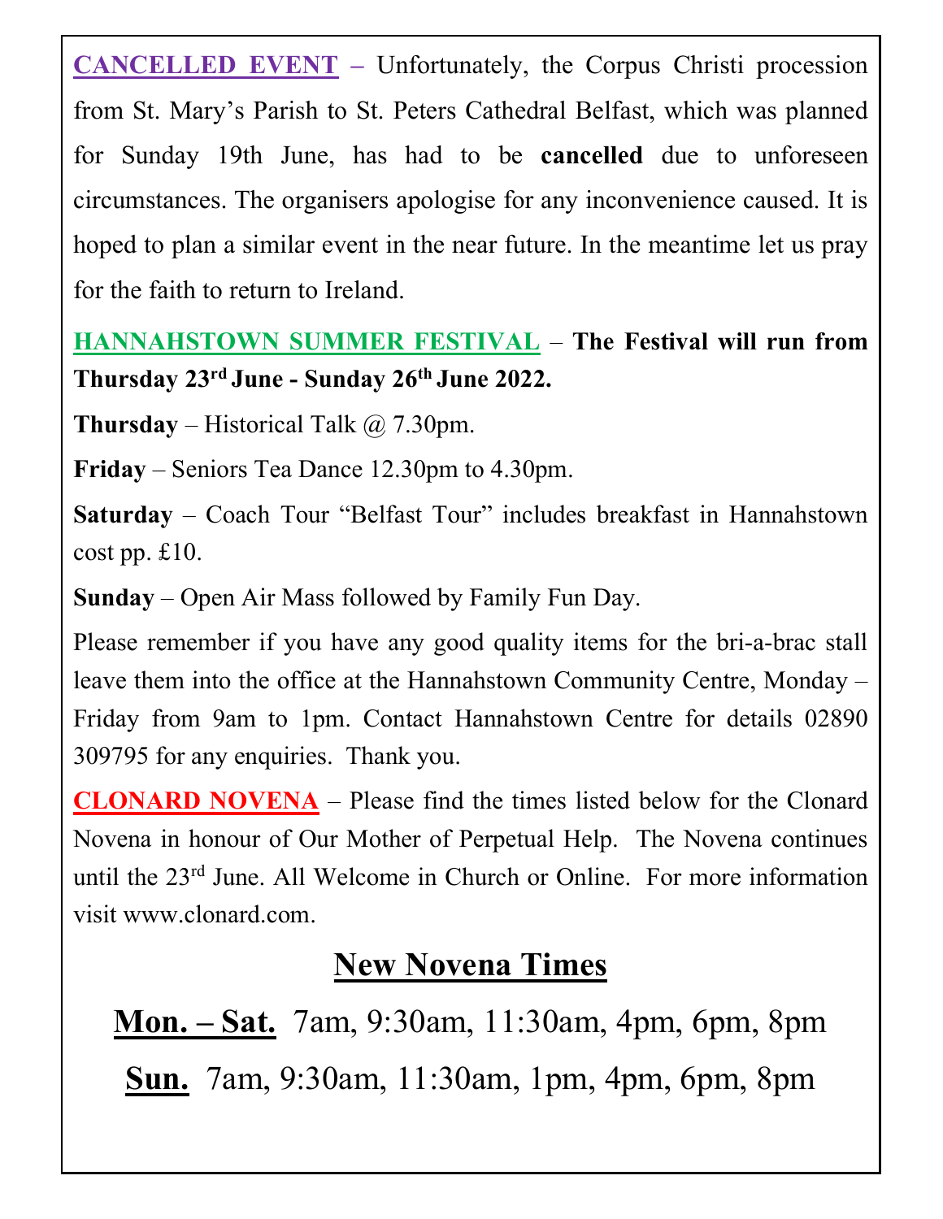**CANCELLED EVENT** – Unfortunately, the Corpus Christi procession from St. Mary's Parish to St. Peters Cathedral Belfast, which was planned for Sunday 19th June, has had to be **cancelled** due to unforeseen circumstances. The organisers apologise for any inconvenience caused. It is hoped to plan a similar event in the near future. In the meantime let us pray for the faith to return to Ireland.

**HANNAHSTOWN SUMMER FESTIVAL** – **The Festival will run from Thursday 23rd June - Sunday 26th June 2022.**

**Thursday** – Historical Talk @ 7.30pm.

**Friday** – Seniors Tea Dance 12.30pm to 4.30pm.

**Saturday** – Coach Tour "Belfast Tour" includes breakfast in Hannahstown cost pp. £10.

**Sunday** – Open Air Mass followed by Family Fun Day.

Please remember if you have any good quality items for the bri-a-brac stall leave them into the office at the Hannahstown Community Centre, Monday – Friday from 9am to 1pm. Contact Hannahstown Centre for details 02890 309795 for any enquiries. Thank you.

**CLONARD NOVENA** – Please find the times listed below for the Clonard Novena in honour of Our Mother of Perpetual Help. The Novena continues until the 23rd June. All Welcome in Church or Online. For more information visit www.clonard.com.

## New Novena Times

**Mon. – Sat.** 7am, 9:30am, 11:30am, 4pm, 6pm, 8pm

**Sun.** 7am, 9:30am, 11:30am, 1pm, 4pm, 6pm, 8pm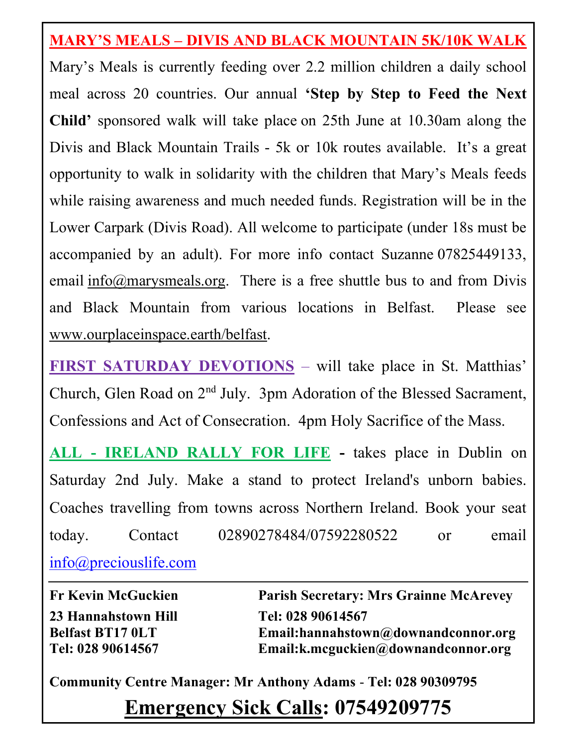## MARY'S MEALS – DIVIS AND BLACK MOUNTAIN 5K/10K WALK

Mary's Meals is currently feeding over 2.2 million children a daily school meal across 20 countries. Our annual **'Step by Step to Feed the Next Child'** sponsored walk will take place on 25th June at 10.30am along the Divis and Black Mountain Trails - 5k or 10k routes available. It's a great opportunity to walk in solidarity with the children that Mary's Meals feeds while raising awareness and much needed funds. Registration will be in the Lower Carpark (Divis Road). All welcome to participate (under 18s must be accompanied by an adult). For more info contact Suzanne 07825449133, email info@marysmeals.org. There is a free shuttle bus to and from Divis and Black Mountain from various locations in Belfast. Please see www.ourplaceinspace.earth/belfast.

**FIRST SATURDAY DEVOTIONS** – will take place in St. Matthias' Church, Glen Road on 2nd July. 3pm Adoration of the Blessed Sacrament, Confessions and Act of Consecration. 4pm Holy Sacrifice of the Mass.

**ALL - IRELAND RALLY FOR LIFE** - takes place in Dublin on Saturday 2nd July. Make a stand to protect Ireland's unborn babies. Coaches travelling from towns across Northern Ireland. Book your seat today. Contact 02890278484/07592280522 or email info@preciouslife.com

---

**Fr Kevin McGuckien**
**23 Hannahstown Hill**
**Belfast BT17 0LT**
**Tel: 028 90614567**

**Parish Secretary: Mrs Grainne McArevey**
**Tel: 028 90614567**
**Email:hannahstown@downandconnor.org**
**Email:k.mcguckien@downandconnor.org**

**Community Centre Manager: Mr Anthony Adams - Tel: 028 90309795**

## Emergency Sick Calls: 07549209775